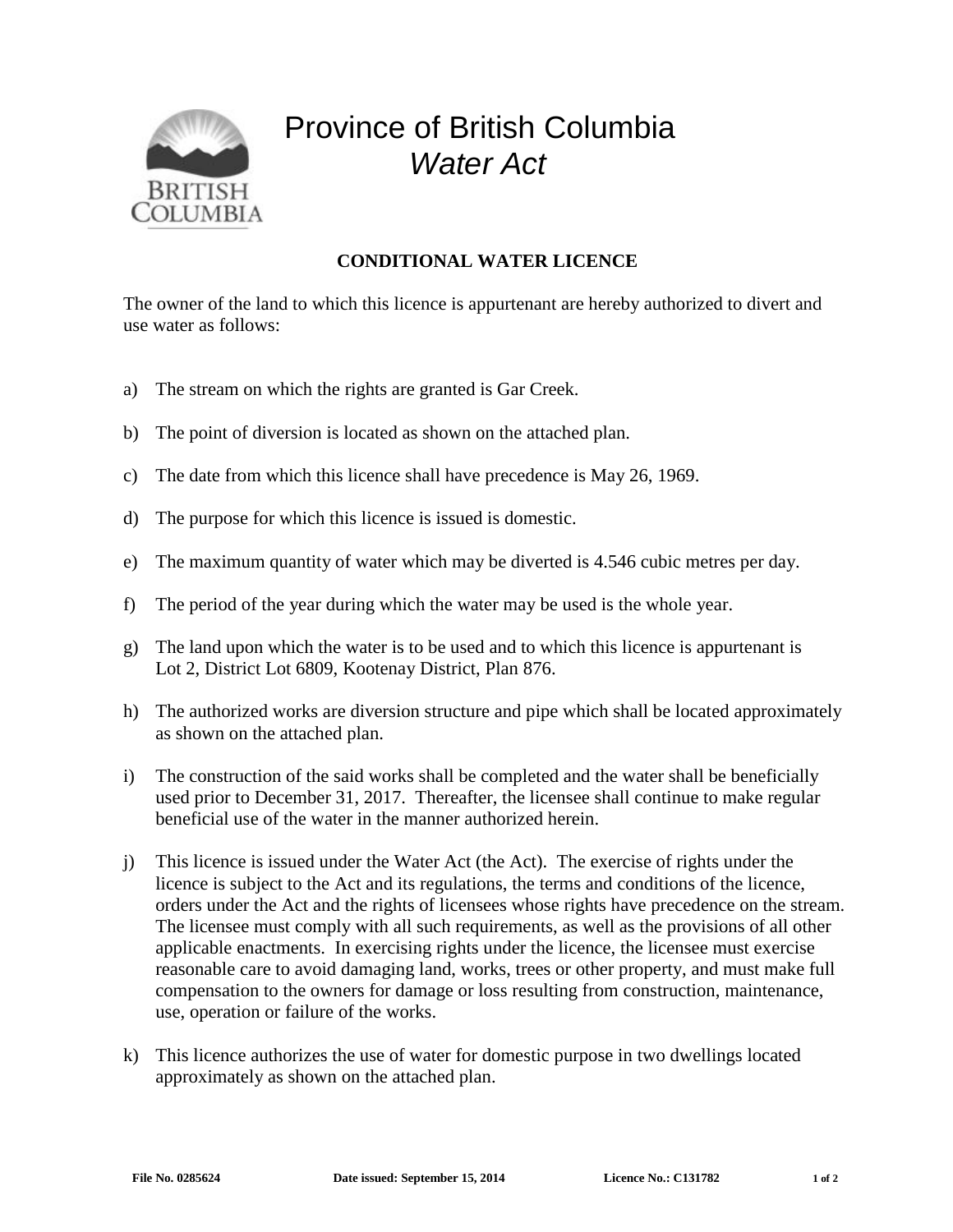# Province of British Columbia
## *Water Act*

**CONDITIONAL WATER LICENCE**

The owner of the land to which this licence is appurtenant are hereby authorized to divert and use water as follows:

a) The stream on which the rights are granted is Gar Creek.

b) The point of diversion is located as shown on the attached plan.

c) The date from which this licence shall have precedence is May 26, 1969.

d) The purpose for which this licence is issued is domestic.

e) The maximum quantity of water which may be diverted is 4.546 cubic metres per day.

f) The period of the year during which the water may be used is the whole year.

g) The land upon which the water is to be used and to which this licence is appurtenant is Lot 2, District Lot 6809, Kootenay District, Plan 876.

h) The authorized works are diversion structure and pipe which shall be located approximately as shown on the attached plan.

i) The construction of the said works shall be completed and the water shall be beneficially used prior to December 31, 2017. Thereafter, the licensee shall continue to make regular beneficial use of the water in the manner authorized herein.

j) This licence is issued under the Water Act (the Act). The exercise of rights under the licence is subject to the Act and its regulations, the terms and conditions of the licence, orders under the Act and the rights of licensees whose rights have precedence on the stream. The licensee must comply with all such requirements, as well as the provisions of all other applicable enactments. In exercising rights under the licence, the licensee must exercise reasonable care to avoid damaging land, works, trees or other property, and must make full compensation to the owners for damage or loss resulting from construction, maintenance, use, operation or failure of the works.

k) This licence authorizes the use of water for domestic purpose in two dwellings located approximately as shown on the attached plan.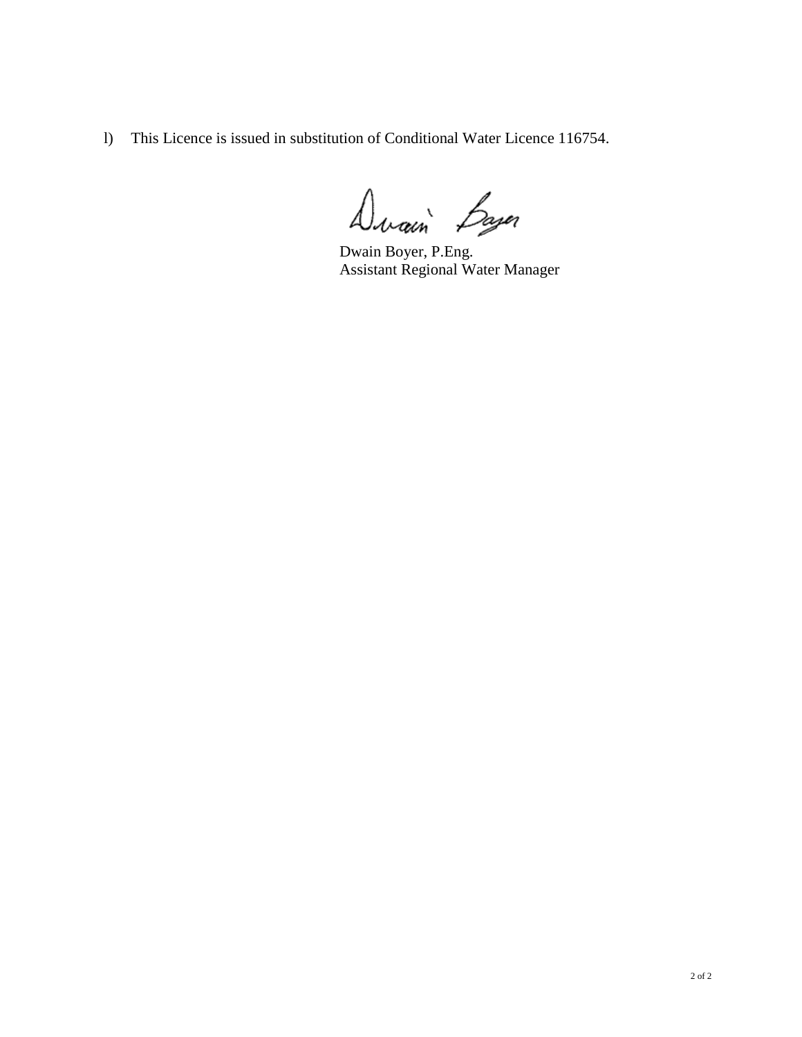l) This Licence is issued in substitution of Conditional Water Licence 116754.

Dwain Boyer, P.Eng.
Assistant Regional Water Manager